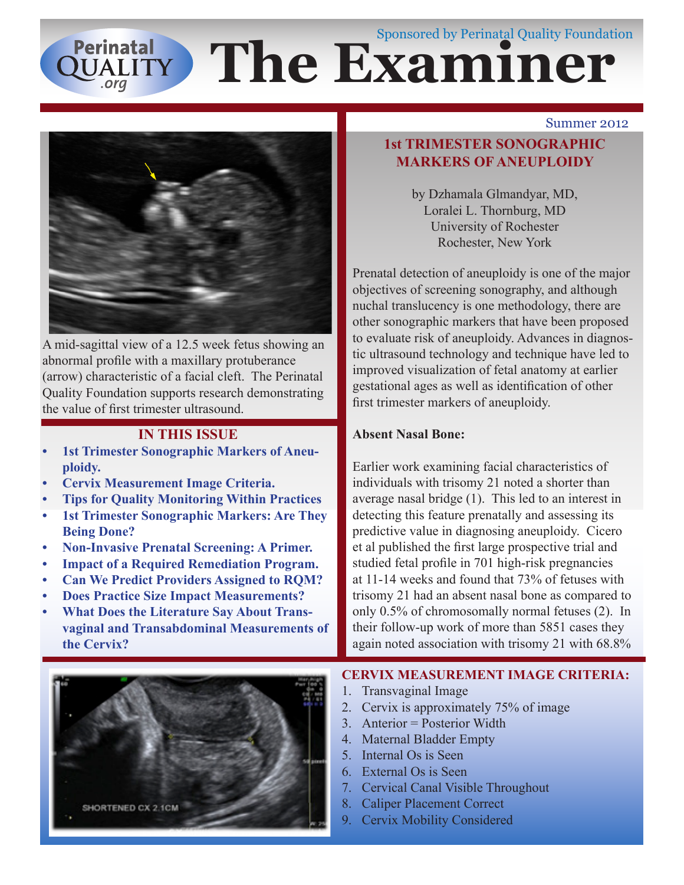Sponsored by Perinatal Quality Foundation

# The Examiner

Summer 2012

A mid-sagittal view of a 12.5 week fetus showing an abnormal profile with a maxillary protuberance (arrow) characteristic of a facial cleft. The Perinatal Quality Foundation supports research demonstrating the value of first trimester ultrasound.

## IN THIS ISSUE

- **1st Trimester Sonographic Markers of Aneuploidy.**
- **Cervix Measurement Image Criteria.**
- **Tips for Quality Monitoring Within Practices**
- **1st Trimester Sonographic Markers: Are They Being Done?**
- **Non-Invasive Prenatal Screening: A Primer.**
- **Impact of a Required Remediation Program.**
- **Can We Predict Providers Assigned to RQM?**
- **Does Practice Size Impact Measurements?**
- **What Does the Literature Say About Transvaginal and Transabdominal Measurements of the Cervix?**

## 1st TRIMESTER SONOGRAPHIC MARKERS OF ANEUPLOIDY

by Dzhamala Glmandyar, MD,
Loralei L. Thornburg, MD
University of Rochester
Rochester, New York

Prenatal detection of aneuploidy is one of the major objectives of screening sonography, and although nuchal translucency is one methodology, there are other sonographic markers that have been proposed to evaluate risk of aneuploidy. Advances in diagnostic ultrasound technology and technique have led to improved visualization of fetal anatomy at earlier gestational ages as well as identification of other first trimester markers of aneuploidy.

**Absent Nasal Bone:**

Earlier work examining facial characteristics of individuals with trisomy 21 noted a shorter than average nasal bridge (1). This led to an interest in detecting this feature prenatally and assessing its predictive value in diagnosing aneuploidy. Cicero et al published the first large prospective trial and studied fetal profile in 701 high-risk pregnancies at 11-14 weeks and found that 73% of fetuses with trisomy 21 had an absent nasal bone as compared to only 0.5% of chromosomally normal fetuses (2). In their follow-up work of more than 5851 cases they again noted association with trisomy 21 with 68.8%

SHORTENED CX 2.1CM

## CERVIX MEASUREMENT IMAGE CRITERIA:

1. Transvaginal Image
2. Cervix is approximately 75% of image
3. Anterior = Posterior Width
4. Maternal Bladder Empty
5. Internal Os is Seen
6. External Os is Seen
7. Cervical Canal Visible Throughout
8. Caliper Placement Correct
9. Cervix Mobility Considered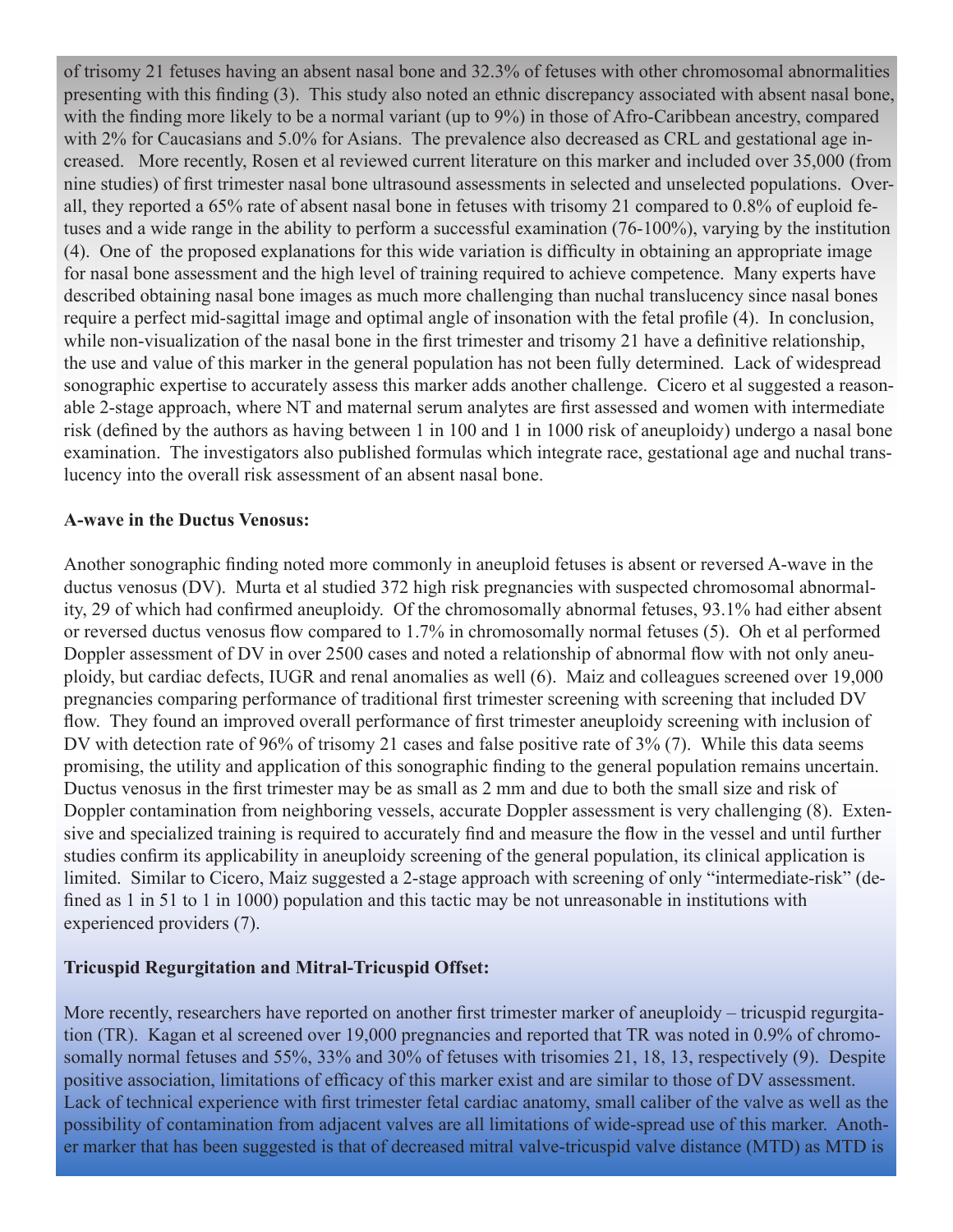of trisomy 21 fetuses having an absent nasal bone and 32.3% of fetuses with other chromosomal abnormalities presenting with this finding (3). This study also noted an ethnic discrepancy associated with absent nasal bone, with the finding more likely to be a normal variant (up to 9%) in those of Afro-Caribbean ancestry, compared with 2% for Caucasians and 5.0% for Asians. The prevalence also decreased as CRL and gestational age increased. More recently, Rosen et al reviewed current literature on this marker and included over 35,000 (from nine studies) of first trimester nasal bone ultrasound assessments in selected and unselected populations. Overall, they reported a 65% rate of absent nasal bone in fetuses with trisomy 21 compared to 0.8% of euploid fetuses and a wide range in the ability to perform a successful examination (76-100%), varying by the institution (4). One of the proposed explanations for this wide variation is difficulty in obtaining an appropriate image for nasal bone assessment and the high level of training required to achieve competence. Many experts have described obtaining nasal bone images as much more challenging than nuchal translucency since nasal bones require a perfect mid-sagittal image and optimal angle of insonation with the fetal profile (4). In conclusion, while non-visualization of the nasal bone in the first trimester and trisomy 21 have a definitive relationship, the use and value of this marker in the general population has not been fully determined. Lack of widespread sonographic expertise to accurately assess this marker adds another challenge. Cicero et al suggested a reasonable 2-stage approach, where NT and maternal serum analytes are first assessed and women with intermediate risk (defined by the authors as having between 1 in 100 and 1 in 1000 risk of aneuploidy) undergo a nasal bone examination. The investigators also published formulas which integrate race, gestational age and nuchal translucency into the overall risk assessment of an absent nasal bone.

**A-wave in the Ductus Venosus:**

Another sonographic finding noted more commonly in aneuploid fetuses is absent or reversed A-wave in the ductus venosus (DV). Murta et al studied 372 high risk pregnancies with suspected chromosomal abnormality, 29 of which had confirmed aneuploidy. Of the chromosomally abnormal fetuses, 93.1% had either absent or reversed ductus venosus flow compared to 1.7% in chromosomally normal fetuses (5). Oh et al performed Doppler assessment of DV in over 2500 cases and noted a relationship of abnormal flow with not only aneuploidy, but cardiac defects, IUGR and renal anomalies as well (6). Maiz and colleagues screened over 19,000 pregnancies comparing performance of traditional first trimester screening with screening that included DV flow. They found an improved overall performance of first trimester aneuploidy screening with inclusion of DV with detection rate of 96% of trisomy 21 cases and false positive rate of 3% (7). While this data seems promising, the utility and application of this sonographic finding to the general population remains uncertain. Ductus venosus in the first trimester may be as small as 2 mm and due to both the small size and risk of Doppler contamination from neighboring vessels, accurate Doppler assessment is very challenging (8). Extensive and specialized training is required to accurately find and measure the flow in the vessel and until further studies confirm its applicability in aneuploidy screening of the general population, its clinical application is limited. Similar to Cicero, Maiz suggested a 2-stage approach with screening of only "intermediate-risk" (defined as 1 in 51 to 1 in 1000) population and this tactic may be not unreasonable in institutions with experienced providers (7).

**Tricuspid Regurgitation and Mitral-Tricuspid Offset:**

More recently, researchers have reported on another first trimester marker of aneuploidy – tricuspid regurgitation (TR). Kagan et al screened over 19,000 pregnancies and reported that TR was noted in 0.9% of chromosomally normal fetuses and 55%, 33% and 30% of fetuses with trisomies 21, 18, 13, respectively (9). Despite positive association, limitations of efficacy of this marker exist and are similar to those of DV assessment. Lack of technical experience with first trimester fetal cardiac anatomy, small caliber of the valve as well as the possibility of contamination from adjacent valves are all limitations of wide-spread use of this marker. Another marker that has been suggested is that of decreased mitral valve-tricuspid valve distance (MTD) as MTD is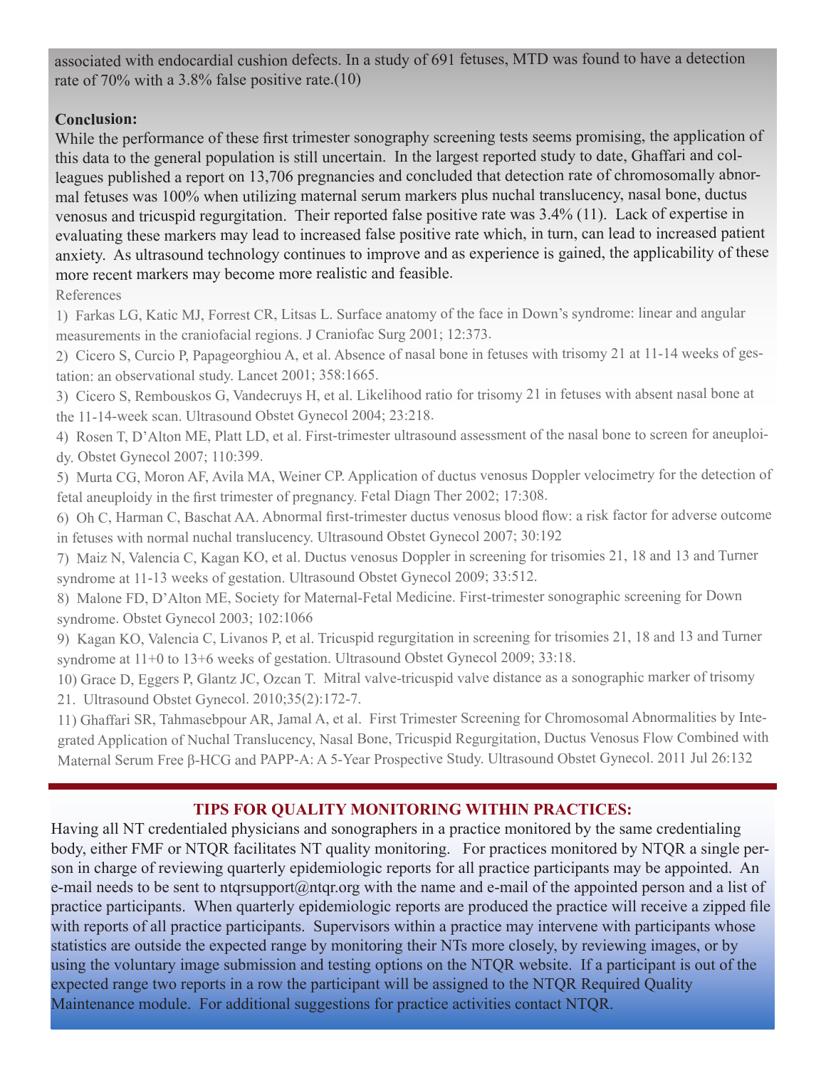associated with endocardial cushion defects. In a study of 691 fetuses, MTD was found to have a detection rate of 70% with a 3.8% false positive rate.(10)

**Conclusion:**

While the performance of these first trimester sonography screening tests seems promising, the application of this data to the general population is still uncertain. In the largest reported study to date, Ghaffari and colleagues published a report on 13,706 pregnancies and concluded that detection rate of chromosomally abnormal fetuses was 100% when utilizing maternal serum markers plus nuchal translucency, nasal bone, ductus venosus and tricuspid regurgitation. Their reported false positive rate was 3.4% (11). Lack of expertise in evaluating these markers may lead to increased false positive rate which, in turn, can lead to increased patient anxiety. As ultrasound technology continues to improve and as experience is gained, the applicability of these more recent markers may become more realistic and feasible.

References

1) Farkas LG, Katic MJ, Forrest CR, Litsas L. Surface anatomy of the face in Down's syndrome: linear and angular measurements in the craniofacial regions. J Craniofac Surg 2001; 12:373.

2) Cicero S, Curcio P, Papageorghiou A, et al. Absence of nasal bone in fetuses with trisomy 21 at 11-14 weeks of gestation: an observational study. Lancet 2001; 358:1665.

3) Cicero S, Rembouskos G, Vandecruys H, et al. Likelihood ratio for trisomy 21 in fetuses with absent nasal bone at the 11-14-week scan. Ultrasound Obstet Gynecol 2004; 23:218.

4) Rosen T, D'Alton ME, Platt LD, et al. First-trimester ultrasound assessment of the nasal bone to screen for aneuploidy. Obstet Gynecol 2007; 110:399.

5) Murta CG, Moron AF, Avila MA, Weiner CP. Application of ductus venosus Doppler velocimetry for the detection of fetal aneuploidy in the first trimester of pregnancy. Fetal Diagn Ther 2002; 17:308.

6) Oh C, Harman C, Baschat AA. Abnormal first-trimester ductus venosus blood flow: a risk factor for adverse outcome in fetuses with normal nuchal translucency. Ultrasound Obstet Gynecol 2007; 30:192

7) Maiz N, Valencia C, Kagan KO, et al. Ductus venosus Doppler in screening for trisomies 21, 18 and 13 and Turner syndrome at 11-13 weeks of gestation. Ultrasound Obstet Gynecol 2009; 33:512.

8) Malone FD, D'Alton ME, Society for Maternal-Fetal Medicine. First-trimester sonographic screening for Down syndrome. Obstet Gynecol 2003; 102:1066

9) Kagan KO, Valencia C, Livanos P, et al. Tricuspid regurgitation in screening for trisomies 21, 18 and 13 and Turner syndrome at 11+0 to 13+6 weeks of gestation. Ultrasound Obstet Gynecol 2009; 33:18.

10) Grace D, Eggers P, Glantz JC, Ozcan T. Mitral valve-tricuspid valve distance as a sonographic marker of trisomy 21. Ultrasound Obstet Gynecol. 2010;35(2):172-7.

11) Ghaffari SR, Tahmasebpour AR, Jamal A, et al. First Trimester Screening for Chromosomal Abnormalities by Integrated Application of Nuchal Translucency, Nasal Bone, Tricuspid Regurgitation, Ductus Venosus Flow Combined with Maternal Serum Free β-HCG and PAPP-A: A 5-Year Prospective Study. Ultrasound Obstet Gynecol. 2011 Jul 26:132

## TIPS FOR QUALITY MONITORING WITHIN PRACTICES:

Having all NT credentialed physicians and sonographers in a practice monitored by the same credentialing body, either FMF or NTQR facilitates NT quality monitoring. For practices monitored by NTQR a single person in charge of reviewing quarterly epidemiologic reports for all practice participants may be appointed. An e-mail needs to be sent to ntqrsupport@ntqr.org with the name and e-mail of the appointed person and a list of practice participants. When quarterly epidemiologic reports are produced the practice will receive a zipped file with reports of all practice participants. Supervisors within a practice may intervene with participants whose statistics are outside the expected range by monitoring their NTs more closely, by reviewing images, or by using the voluntary image submission and testing options on the NTQR website. If a participant is out of the expected range two reports in a row the participant will be assigned to the NTQR Required Quality Maintenance module. For additional suggestions for practice activities contact NTQR.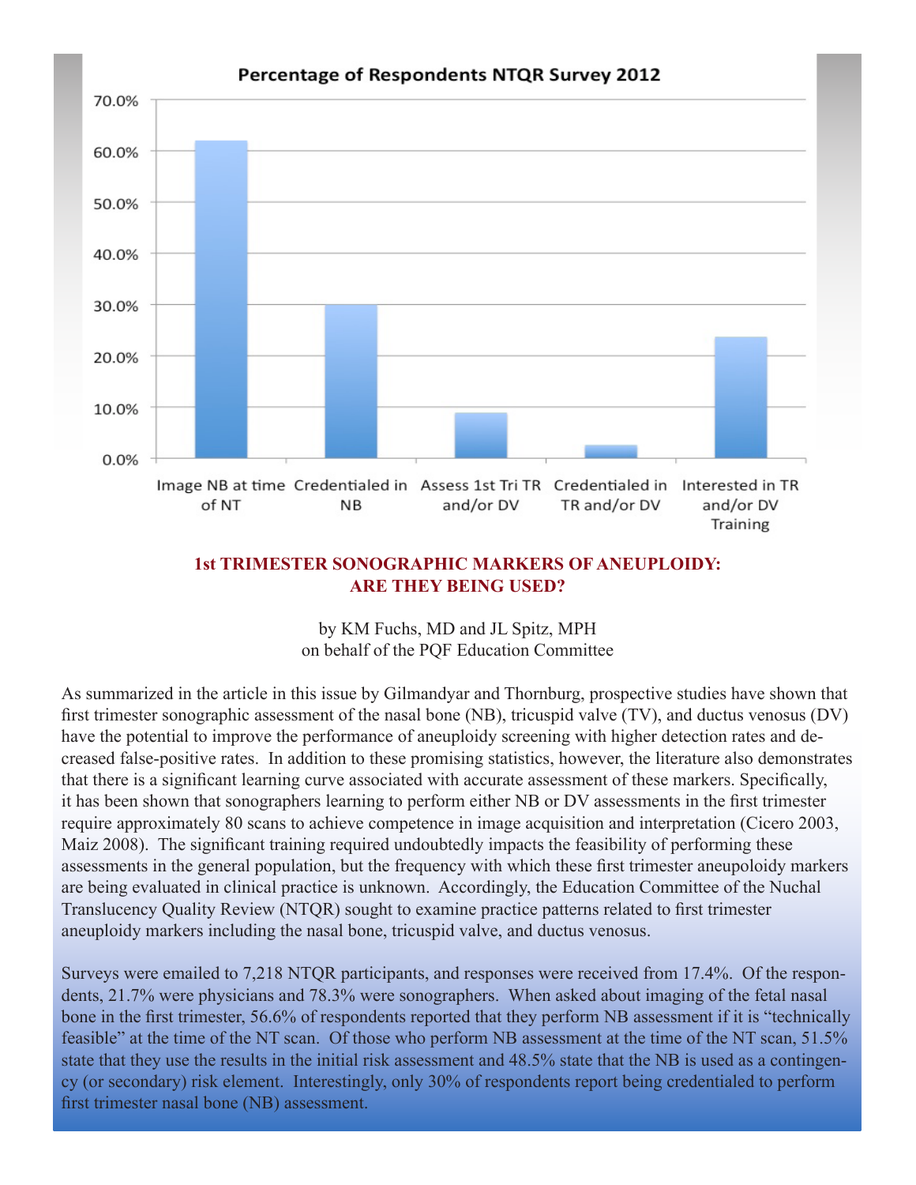**Percentage of Respondents NTQR Survey 2012**

| Category | Percentage |
|---|---|
| Image NB at time of NT | ~62% |
| Credentialed in NB | ~30% |
| Assess 1st Tri TR and/or DV | ~9% |
| Credentialed in TR and/or DV | ~2.5% |
| Interested in TR and/or DV Training | ~24% |

## 1st TRIMESTER SONOGRAPHIC MARKERS OF ANEUPLOIDY: ARE THEY BEING USED?

by KM Fuchs, MD and JL Spitz, MPH
on behalf of the PQF Education Committee

As summarized in the article in this issue by Gilmandyar and Thornburg, prospective studies have shown that first trimester sonographic assessment of the nasal bone (NB), tricuspid valve (TV), and ductus venosus (DV) have the potential to improve the performance of aneuploidy screening with higher detection rates and decreased false-positive rates. In addition to these promising statistics, however, the literature also demonstrates that there is a significant learning curve associated with accurate assessment of these markers. Specifically, it has been shown that sonographers learning to perform either NB or DV assessments in the first trimester require approximately 80 scans to achieve competence in image acquisition and interpretation (Cicero 2003, Maiz 2008). The significant training required undoubtedly impacts the feasibility of performing these assessments in the general population, but the frequency with which these first trimester aneupoloidy markers are being evaluated in clinical practice is unknown. Accordingly, the Education Committee of the Nuchal Translucency Quality Review (NTQR) sought to examine practice patterns related to first trimester aneuploidy markers including the nasal bone, tricuspid valve, and ductus venosus.

Surveys were emailed to 7,218 NTQR participants, and responses were received from 17.4%. Of the respondents, 21.7% were physicians and 78.3% were sonographers. When asked about imaging of the fetal nasal bone in the first trimester, 56.6% of respondents reported that they perform NB assessment if it is "technically feasible" at the time of the NT scan. Of those who perform NB assessment at the time of the NT scan, 51.5% state that they use the results in the initial risk assessment and 48.5% state that the NB is used as a contingency (or secondary) risk element. Interestingly, only 30% of respondents report being credentialed to perform first trimester nasal bone (NB) assessment.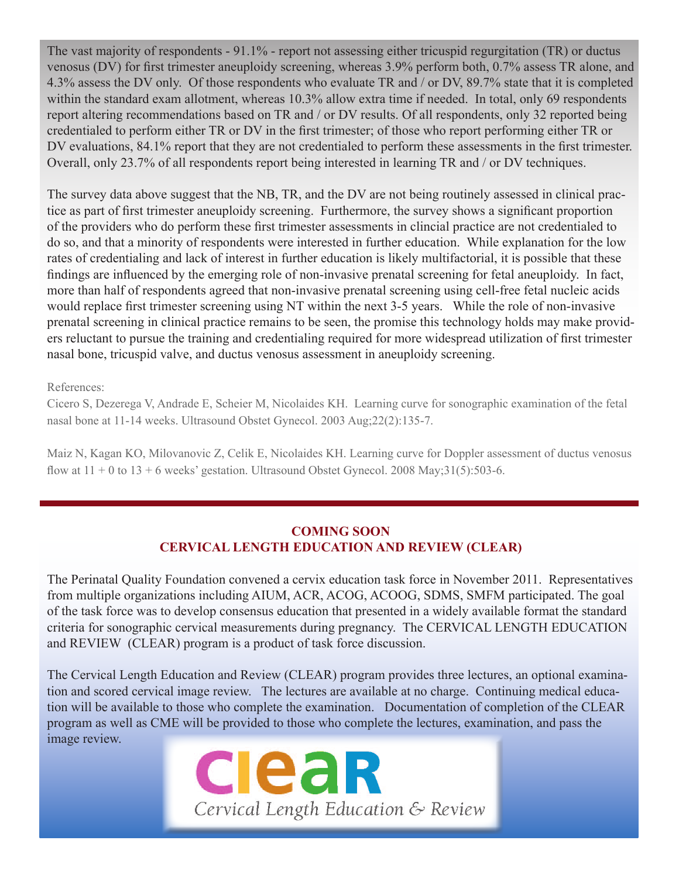The vast majority of respondents - 91.1% - report not assessing either tricuspid regurgitation (TR) or ductus venosus (DV) for first trimester aneuploidy screening, whereas 3.9% perform both, 0.7% assess TR alone, and 4.3% assess the DV only. Of those respondents who evaluate TR and / or DV, 89.7% state that it is completed within the standard exam allotment, whereas 10.3% allow extra time if needed. In total, only 69 respondents report altering recommendations based on TR and / or DV results. Of all respondents, only 32 reported being credentialed to perform either TR or DV in the first trimester; of those who report performing either TR or DV evaluations, 84.1% report that they are not credentialed to perform these assessments in the first trimester. Overall, only 23.7% of all respondents report being interested in learning TR and / or DV techniques.

The survey data above suggest that the NB, TR, and the DV are not being routinely assessed in clinical practice as part of first trimester aneuploidy screening. Furthermore, the survey shows a significant proportion of the providers who do perform these first trimester assessments in clincial practice are not credentialed to do so, and that a minority of respondents were interested in further education. While explanation for the low rates of credentialing and lack of interest in further education is likely multifactorial, it is possible that these findings are influenced by the emerging role of non-invasive prenatal screening for fetal aneuploidy. In fact, more than half of respondents agreed that non-invasive prenatal screening using cell-free fetal nucleic acids would replace first trimester screening using NT within the next 3-5 years. While the role of non-invasive prenatal screening in clinical practice remains to be seen, the promise this technology holds may make providers reluctant to pursue the training and credentialing required for more widespread utilization of first trimester nasal bone, tricuspid valve, and ductus venosus assessment in aneuploidy screening.

References:

Cicero S, Dezerega V, Andrade E, Scheier M, Nicolaides KH. Learning curve for sonographic examination of the fetal nasal bone at 11-14 weeks. Ultrasound Obstet Gynecol. 2003 Aug;22(2):135-7.

Maiz N, Kagan KO, Milovanovic Z, Celik E, Nicolaides KH. Learning curve for Doppler assessment of ductus venosus flow at 11 + 0 to 13 + 6 weeks' gestation. Ultrasound Obstet Gynecol. 2008 May;31(5):503-6.

## COMING SOON
## CERVICAL LENGTH EDUCATION AND REVIEW (CLEAR)

The Perinatal Quality Foundation convened a cervix education task force in November 2011. Representatives from multiple organizations including AIUM, ACR, ACOG, ACOOG, SDMS, SMFM participated. The goal of the task force was to develop consensus education that presented in a widely available format the standard criteria for sonographic cervical measurements during pregnancy. The CERVICAL LENGTH EDUCATION and REVIEW (CLEAR) program is a product of task force discussion.

The Cervical Length Education and Review (CLEAR) program provides three lectures, an optional examination and scored cervical image review. The lectures are available at no charge. Continuing medical education will be available to those who complete the examination. Documentation of completion of the CLEAR program as well as CME will be provided to those who complete the lectures, examination, and pass the image review.

clear
*Cervical Length Education & Review*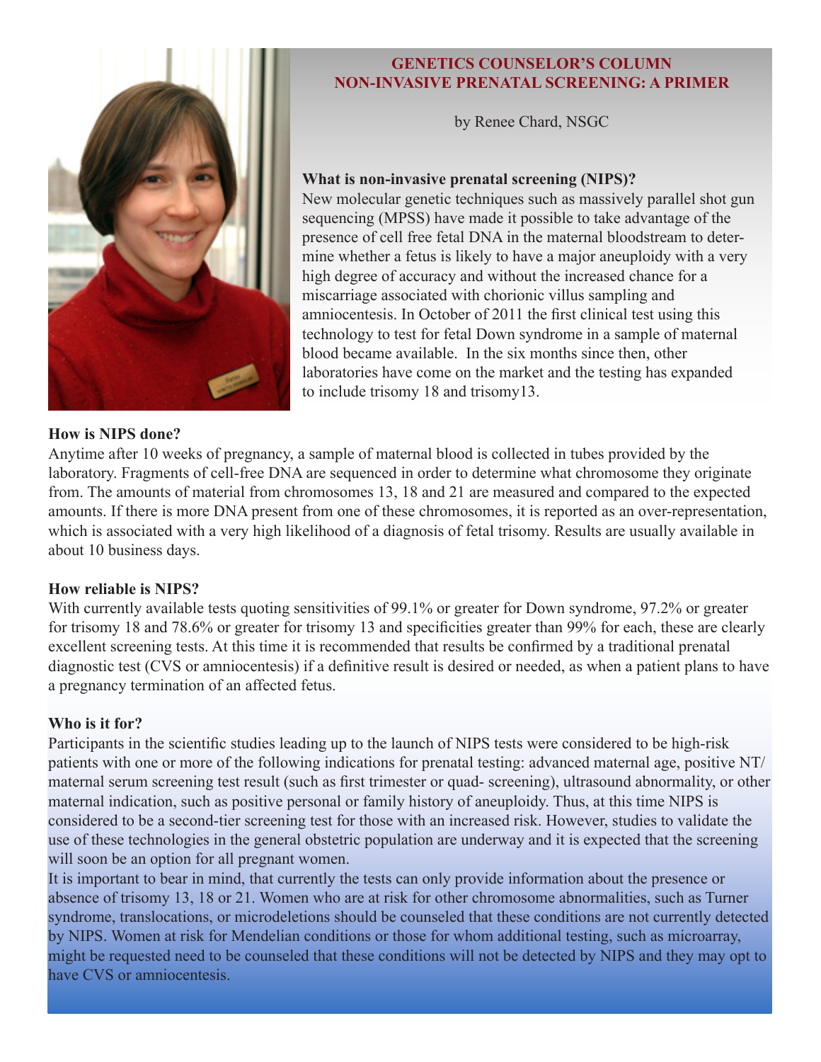## GENETICS COUNSELOR'S COLUMN
## NON-INVASIVE PRENATAL SCREENING: A PRIMER

by Renee Chard, NSGC

**What is non-invasive prenatal screening (NIPS)?**

New molecular genetic techniques such as massively parallel shot gun sequencing (MPSS) have made it possible to take advantage of the presence of cell free fetal DNA in the maternal bloodstream to determine whether a fetus is likely to have a major aneuploidy with a very high degree of accuracy and without the increased chance for a miscarriage associated with chorionic villus sampling and amniocentesis. In October of 2011 the first clinical test using this technology to test for fetal Down syndrome in a sample of maternal blood became available. In the six months since then, other laboratories have come on the market and the testing has expanded to include trisomy 18 and trisomy13.

**How is NIPS done?**

Anytime after 10 weeks of pregnancy, a sample of maternal blood is collected in tubes provided by the laboratory. Fragments of cell-free DNA are sequenced in order to determine what chromosome they originate from. The amounts of material from chromosomes 13, 18 and 21 are measured and compared to the expected amounts. If there is more DNA present from one of these chromosomes, it is reported as an over-representation, which is associated with a very high likelihood of a diagnosis of fetal trisomy. Results are usually available in about 10 business days.

**How reliable is NIPS?**

With currently available tests quoting sensitivities of 99.1% or greater for Down syndrome, 97.2% or greater for trisomy 18 and 78.6% or greater for trisomy 13 and specificities greater than 99% for each, these are clearly excellent screening tests. At this time it is recommended that results be confirmed by a traditional prenatal diagnostic test (CVS or amniocentesis) if a definitive result is desired or needed, as when a patient plans to have a pregnancy termination of an affected fetus.

**Who is it for?**

Participants in the scientific studies leading up to the launch of NIPS tests were considered to be high-risk patients with one or more of the following indications for prenatal testing: advanced maternal age, positive NT/ maternal serum screening test result (such as first trimester or quad- screening), ultrasound abnormality, or other maternal indication, such as positive personal or family history of aneuploidy. Thus, at this time NIPS is considered to be a second-tier screening test for those with an increased risk. However, studies to validate the use of these technologies in the general obstetric population are underway and it is expected that the screening will soon be an option for all pregnant women.

It is important to bear in mind, that currently the tests can only provide information about the presence or absence of trisomy 13, 18 or 21. Women who are at risk for other chromosome abnormalities, such as Turner syndrome, translocations, or microdeletions should be counseled that these conditions are not currently detected by NIPS. Women at risk for Mendelian conditions or those for whom additional testing, such as microarray, might be requested need to be counseled that these conditions will not be detected by NIPS and they may opt to have CVS or amniocentesis.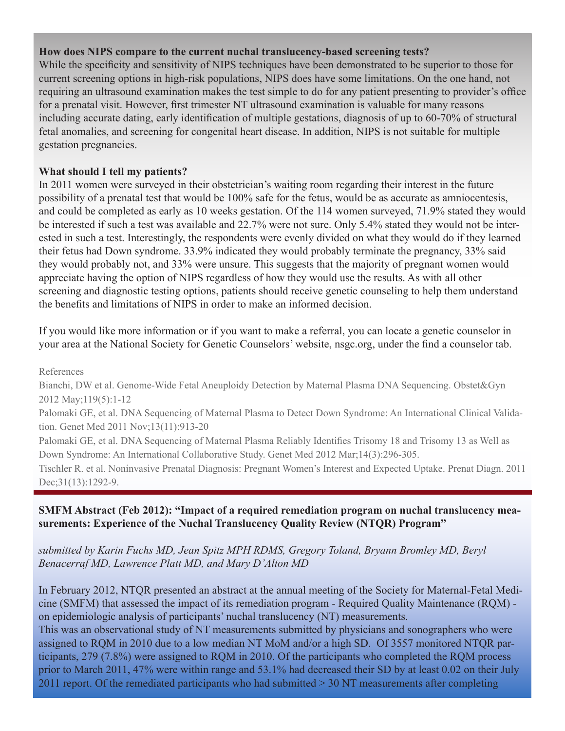**How does NIPS compare to the current nuchal translucency-based screening tests?**

While the specificity and sensitivity of NIPS techniques have been demonstrated to be superior to those for current screening options in high-risk populations, NIPS does have some limitations. On the one hand, not requiring an ultrasound examination makes the test simple to do for any patient presenting to provider's office for a prenatal visit. However, first trimester NT ultrasound examination is valuable for many reasons including accurate dating, early identification of multiple gestations, diagnosis of up to 60-70% of structural fetal anomalies, and screening for congenital heart disease. In addition, NIPS is not suitable for multiple gestation pregnancies.

**What should I tell my patients?**

In 2011 women were surveyed in their obstetrician's waiting room regarding their interest in the future possibility of a prenatal test that would be 100% safe for the fetus, would be as accurate as amniocentesis, and could be completed as early as 10 weeks gestation. Of the 114 women surveyed, 71.9% stated they would be interested if such a test was available and 22.7% were not sure. Only 5.4% stated they would not be interested in such a test. Interestingly, the respondents were evenly divided on what they would do if they learned their fetus had Down syndrome. 33.9% indicated they would probably terminate the pregnancy, 33% said they would probably not, and 33% were unsure. This suggests that the majority of pregnant women would appreciate having the option of NIPS regardless of how they would use the results. As with all other screening and diagnostic testing options, patients should receive genetic counseling to help them understand the benefits and limitations of NIPS in order to make an informed decision.

If you would like more information or if you want to make a referral, you can locate a genetic counselor in your area at the National Society for Genetic Counselors' website, nsgc.org, under the find a counselor tab.

References

Bianchi, DW et al. Genome-Wide Fetal Aneuploidy Detection by Maternal Plasma DNA Sequencing. Obstet&Gyn 2012 May;119(5):1-12

Palomaki GE, et al. DNA Sequencing of Maternal Plasma to Detect Down Syndrome: An International Clinical Validation. Genet Med 2011 Nov;13(11):913-20

Palomaki GE, et al. DNA Sequencing of Maternal Plasma Reliably Identifies Trisomy 18 and Trisomy 13 as Well as Down Syndrome: An International Collaborative Study. Genet Med 2012 Mar;14(3):296-305.

Tischler R. et al. Noninvasive Prenatal Diagnosis: Pregnant Women's Interest and Expected Uptake. Prenat Diagn. 2011 Dec;31(13):1292-9.

**SMFM Abstract (Feb 2012): "Impact of a required remediation program on nuchal translucency measurements: Experience of the Nuchal Translucency Quality Review (NTQR) Program"**

*submitted by Karin Fuchs MD, Jean Spitz MPH RDMS, Gregory Toland, Bryann Bromley MD, Beryl Benacerraf MD, Lawrence Platt MD, and Mary D'Alton MD*

In February 2012, NTQR presented an abstract at the annual meeting of the Society for Maternal-Fetal Medicine (SMFM) that assessed the impact of its remediation program - Required Quality Maintenance (RQM) - on epidemiologic analysis of participants' nuchal translucency (NT) measurements.
This was an observational study of NT measurements submitted by physicians and sonographers who were assigned to RQM in 2010 due to a low median NT MoM and/or a high SD. Of 3557 monitored NTQR participants, 279 (7.8%) were assigned to RQM in 2010. Of the participants who completed the RQM process prior to March 2011, 47% were within range and 53.1% had decreased their SD by at least 0.02 on their July 2011 report. Of the remediated participants who had submitted > 30 NT measurements after completing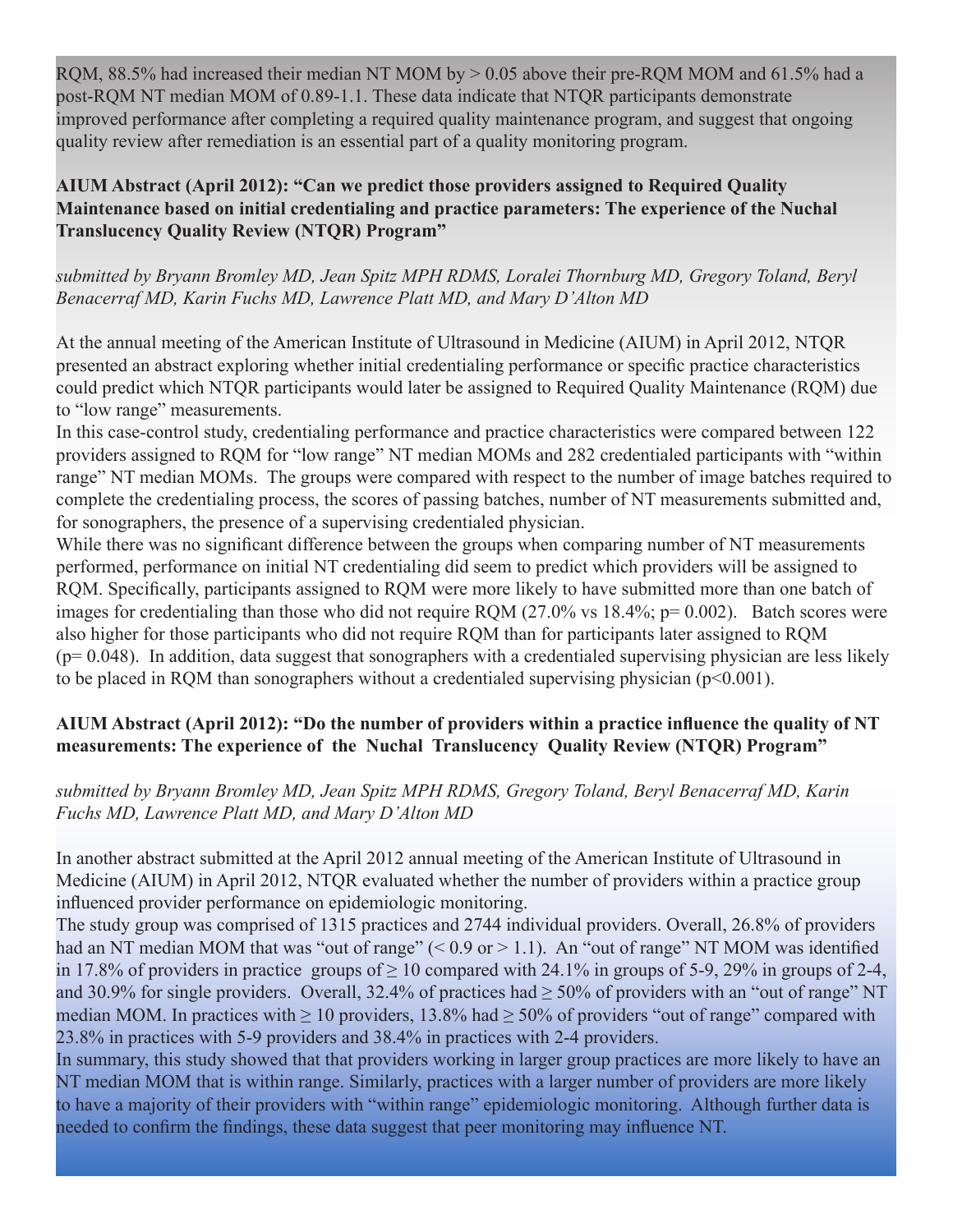RQM, 88.5% had increased their median NT MOM by > 0.05 above their pre-RQM MOM and 61.5% had a post-RQM NT median MOM of 0.89-1.1. These data indicate that NTQR participants demonstrate improved performance after completing a required quality maintenance program, and suggest that ongoing quality review after remediation is an essential part of a quality monitoring program.

**AIUM Abstract (April 2012): "Can we predict those providers assigned to Required Quality Maintenance based on initial credentialing and practice parameters: The experience of the Nuchal Translucency Quality Review (NTQR) Program"**

*submitted by Bryann Bromley MD, Jean Spitz MPH RDMS, Loralei Thornburg MD, Gregory Toland, Beryl Benacerraf MD, Karin Fuchs MD, Lawrence Platt MD, and Mary D'Alton MD*

At the annual meeting of the American Institute of Ultrasound in Medicine (AIUM) in April 2012, NTQR presented an abstract exploring whether initial credentialing performance or specific practice characteristics could predict which NTQR participants would later be assigned to Required Quality Maintenance (RQM) due to "low range" measurements.

In this case-control study, credentialing performance and practice characteristics were compared between 122 providers assigned to RQM for "low range" NT median MOMs and 282 credentialed participants with "within range" NT median MOMs. The groups were compared with respect to the number of image batches required to complete the credentialing process, the scores of passing batches, number of NT measurements submitted and, for sonographers, the presence of a supervising credentialed physician.

While there was no significant difference between the groups when comparing number of NT measurements performed, performance on initial NT credentialing did seem to predict which providers will be assigned to RQM. Specifically, participants assigned to RQM were more likely to have submitted more than one batch of images for credentialing than those who did not require RQM (27.0% vs 18.4%; $p = 0.002$). Batch scores were also higher for those participants who did not require RQM than for participants later assigned to RQM ($p = 0.048$). In addition, data suggest that sonographers with a credentialed supervising physician are less likely to be placed in RQM than sonographers without a credentialed supervising physician ($p < 0.001$).

**AIUM Abstract (April 2012): "Do the number of providers within a practice influence the quality of NT measurements: The experience of the Nuchal Translucency Quality Review (NTQR) Program"**

*submitted by Bryann Bromley MD, Jean Spitz MPH RDMS, Gregory Toland, Beryl Benacerraf MD, Karin Fuchs MD, Lawrence Platt MD, and Mary D'Alton MD*

In another abstract submitted at the April 2012 annual meeting of the American Institute of Ultrasound in Medicine (AIUM) in April 2012, NTQR evaluated whether the number of providers within a practice group influenced provider performance on epidemiologic monitoring.

The study group was comprised of 1315 practices and 2744 individual providers. Overall, 26.8% of providers had an NT median MOM that was "out of range" (< 0.9 or > 1.1). An "out of range" NT MOM was identified in 17.8% of providers in practice groups of ≥ 10 compared with 24.1% in groups of 5-9, 29% in groups of 2-4, and 30.9% for single providers. Overall, 32.4% of practices had ≥ 50% of providers with an "out of range" NT median MOM. In practices with ≥ 10 providers, 13.8% had ≥ 50% of providers "out of range" compared with 23.8% in practices with 5-9 providers and 38.4% in practices with 2-4 providers.

In summary, this study showed that that providers working in larger group practices are more likely to have an NT median MOM that is within range. Similarly, practices with a larger number of providers are more likely to have a majority of their providers with "within range" epidemiologic monitoring. Although further data is needed to confirm the findings, these data suggest that peer monitoring may influence NT.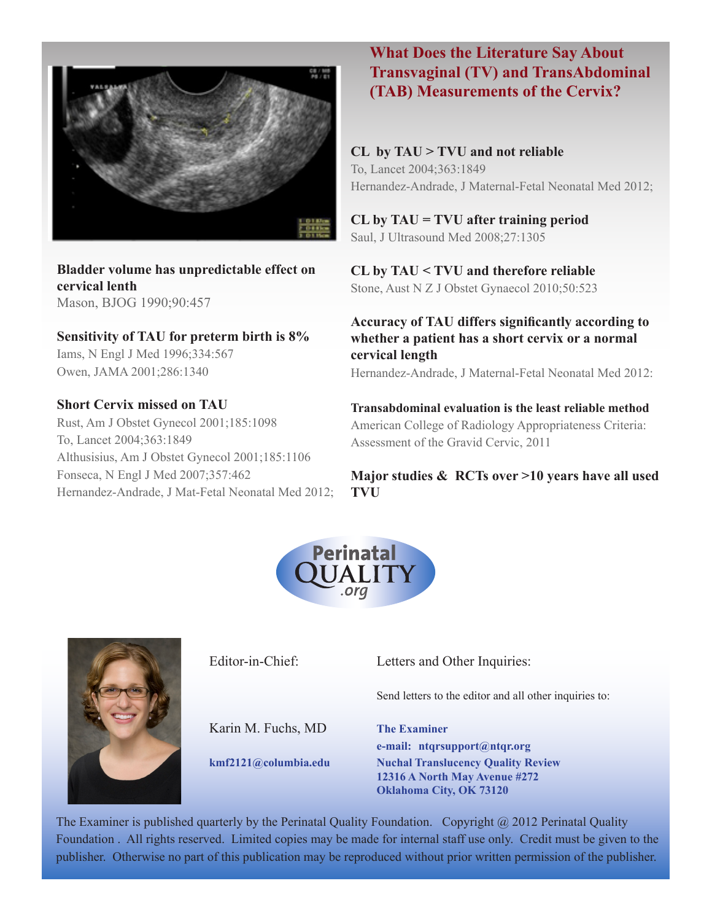## What Does the Literature Say About Transvaginal (TV) and TransAbdominal (TAB) Measurements of the Cervix?

**Bladder volume has unpredictable effect on cervical lenth**
Mason, BJOG 1990;90:457

**Sensitivity of TAU for preterm birth is 8%**
Iams, N Engl J Med 1996;334:567
Owen, JAMA 2001;286:1340

**Short Cervix missed on TAU**
Rust, Am J Obstet Gynecol 2001;185:1098
To, Lancet 2004;363:1849
Althusisius, Am J Obstet Gynecol 2001;185:1106
Fonseca, N Engl J Med 2007;357:462
Hernandez-Andrade, J Mat-Fetal Neonatal Med 2012;

**CL by TAU > TVU and not reliable**
To, Lancet 2004;363:1849
Hernandez-Andrade, J Maternal-Fetal Neonatal Med 2012;

**CL by TAU = TVU after training period**
Saul, J Ultrasound Med 2008;27:1305

**CL by TAU < TVU and therefore reliable**
Stone, Aust N Z J Obstet Gynaecol 2010;50:523

**Accuracy of TAU differs significantly according to whether a patient has a short cervix or a normal cervical length**
Hernandez-Andrade, J Maternal-Fetal Neonatal Med 2012:

**Transabdominal evaluation is the least reliable method**
American College of Radiology Appropriateness Criteria: Assessment of the Gravid Cervic, 2011

**Major studies & RCTs over >10 years have all used TVU**

Perinatal QUALITY .org

Editor-in-Chief:

Karin M. Fuchs, MD

kmf2121@columbia.edu

Letters and Other Inquiries:

Send letters to the editor and all other inquiries to:

**The Examiner**
**e-mail: ntqrsupport@ntqr.org**
**Nuchal Translucency Quality Review**
**12316 A North May Avenue #272**
**Oklahoma City, OK 73120**

The Examiner is published quarterly by the Perinatal Quality Foundation. Copyright @ 2012 Perinatal Quality Foundation . All rights reserved. Limited copies may be made for internal staff use only. Credit must be given to the publisher. Otherwise no part of this publication may be reproduced without prior written permission of the publisher.